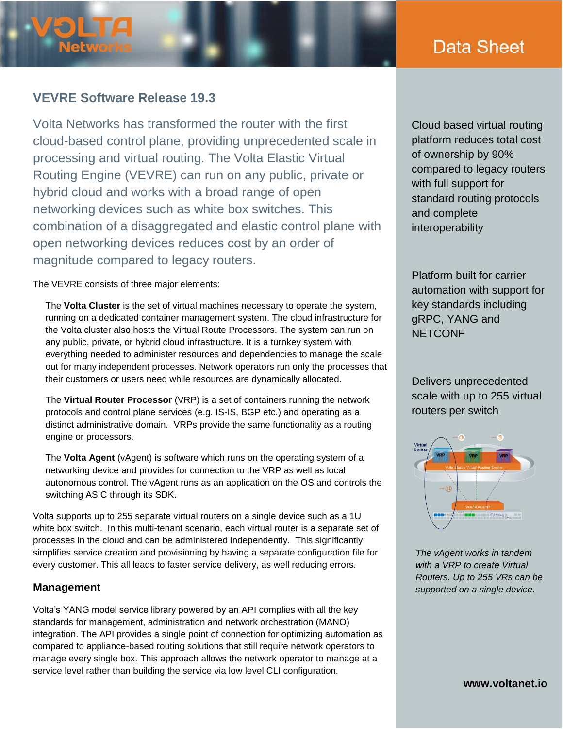Data Sheet

## VEVRE Software Release 19.3

Volta Networks has transformed the router with the first cloud-based control plane, providing unprecedented scale in processing and virtual routing. The Volta Elastic Virtual Routing Engine (VEVRE) can run on any public, private or hybrid cloud and works with a broad range of open networking devices such as white box switches. This combination of a disaggregated and elastic control plane with open networking devices reduces cost by an order of magnitude compared to legacy routers.

The VEVRE consists of three major elements:

The **Volta Cluster** is the set of virtual machines necessary to operate the system, running on a dedicated container management system. The cloud infrastructure for the Volta cluster also hosts the Virtual Route Processors. The system can run on any public, private, or hybrid cloud infrastructure. It is a turnkey system with everything needed to administer resources and dependencies to manage the scale out for many independent processes. Network operators run only the processes that their customers or users need while resources are dynamically allocated.

The **Virtual Router Processor** (VRP) is a set of containers running the network protocols and control plane services (e.g. IS-IS, BGP etc.) and operating as a distinct administrative domain. VRPs provide the same functionality as a routing engine or processors.

The **Volta Agent** (vAgent) is software which runs on the operating system of a networking device and provides for connection to the VRP as well as local autonomous control. The vAgent runs as an application on the OS and controls the switching ASIC through its SDK.

Volta supports up to 255 separate virtual routers on a single device such as a 1U white box switch. In this multi-tenant scenario, each virtual router is a separate set of processes in the cloud and can be administered independently. This significantly simplifies service creation and provisioning by having a separate configuration file for every customer. This all leads to faster service delivery, as well reducing errors.

### Management

Volta's YANG model service library powered by an API complies with all the key standards for management, administration and network orchestration (MANO) integration. The API provides a single point of connection for optimizing automation as compared to appliance-based routing solutions that still require network operators to manage every single box. This approach allows the network operator to manage at a service level rather than building the service via low level CLI configuration.

Cloud based virtual routing platform reduces total cost of ownership by 90% compared to legacy routers with full support for standard routing protocols and complete interoperability

Platform built for carrier automation with support for key standards including gRPC, YANG and NETCONF

Delivers unprecedented scale with up to 255 virtual routers per switch

*The vAgent works in tandem with a VRP to create Virtual Routers. Up to 255 VRs can be supported on a single device.*

**www.voltanet.io**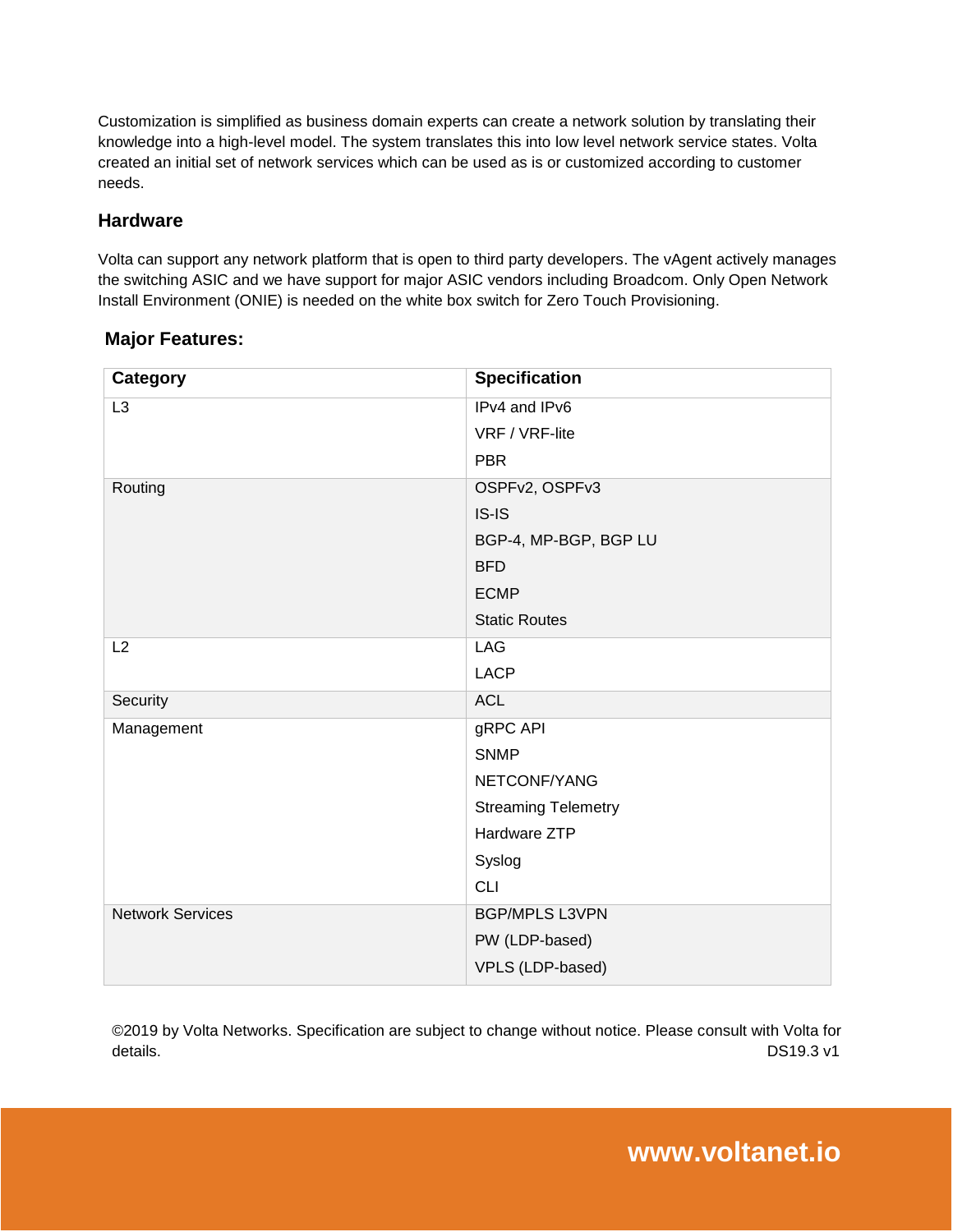Customization is simplified as business domain experts can create a network solution by translating their knowledge into a high-level model. The system translates this into low level network service states. Volta created an initial set of network services which can be used as is or customized according to customer needs.

### Hardware

Volta can support any network platform that is open to third party developers. The vAgent actively manages the switching ASIC and we have support for major ASIC vendors including Broadcom. Only Open Network Install Environment (ONIE) is needed on the white box switch for Zero Touch Provisioning.

### Major Features:

| Category | Specification |
|---|---|
| L3 | IPv4 and IPv6<br>VRF / VRF-lite<br>PBR |
| Routing | OSPFv2, OSPFv3<br>IS-IS<br>BGP-4, MP-BGP, BGP LU<br>BFD<br>ECMP<br>Static Routes |
| L2 | LAG<br>LACP |
| Security | ACL |
| Management | gRPC API<br>SNMP<br>NETCONF/YANG<br>Streaming Telemetry<br>Hardware ZTP<br>Syslog<br>CLI |
| Network Services | BGP/MPLS L3VPN<br>PW (LDP-based)<br>VPLS (LDP-based) |

©2019 by Volta Networks. Specification are subject to change without notice. Please consult with Volta for details. DS19.3 v1

**www.voltanet.io**